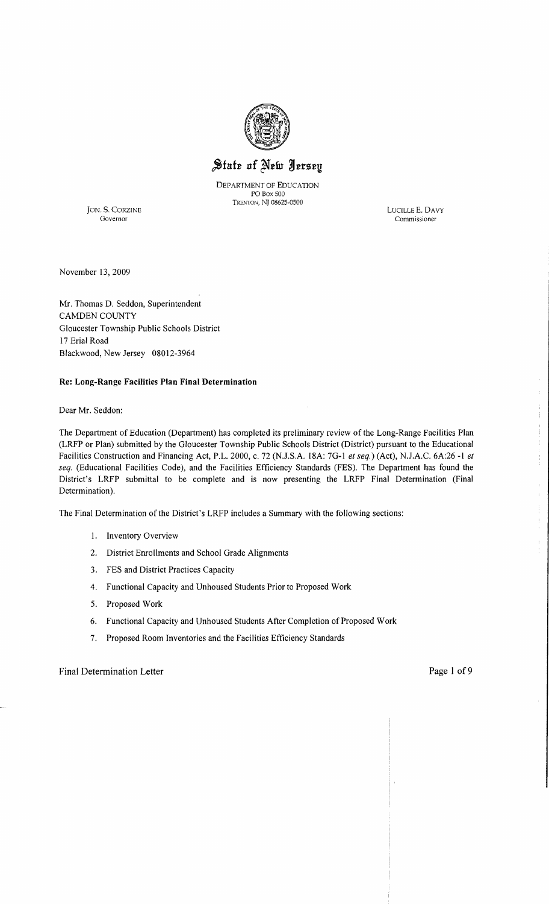# State of New Jersey

DEPARTMENT OF EDUCATION
PO Box 500
TRENTON, NJ 08625-0500

JON. S. CORZINE
Governor

LUCILLE E. DAVY
Commissioner

November 13, 2009

Mr. Thomas D. Seddon, Superintendent
CAMDEN COUNTY
Gloucester Township Public Schools District
17 Erial Road
Blackwood, New Jersey 08012-3964

**Re: Long-Range Facilities Plan Final Determination**

Dear Mr. Seddon:

The Department of Education (Department) has completed its preliminary review of the Long-Range Facilities Plan (LRFP or Plan) submitted by the Gloucester Township Public Schools District (District) pursuant to the Educational Facilities Construction and Financing Act, P.L. 2000, c. 72 (N.J.S.A. 18A: 7G-1 *et seq.*) (Act), N.J.A.C. 6A:26 -1 *et seq.* (Educational Facilities Code), and the Facilities Efficiency Standards (FES). The Department has found the District's LRFP submittal to be complete and is now presenting the LRFP Final Determination (Final Determination).

The Final Determination of the District's LRFP includes a Summary with the following sections:

1. Inventory Overview
2. District Enrollments and School Grade Alignments
3. FES and District Practices Capacity
4. Functional Capacity and Unhoused Students Prior to Proposed Work
5. Proposed Work
6. Functional Capacity and Unhoused Students After Completion of Proposed Work
7. Proposed Room Inventories and the Facilities Efficiency Standards

Final Determination Letter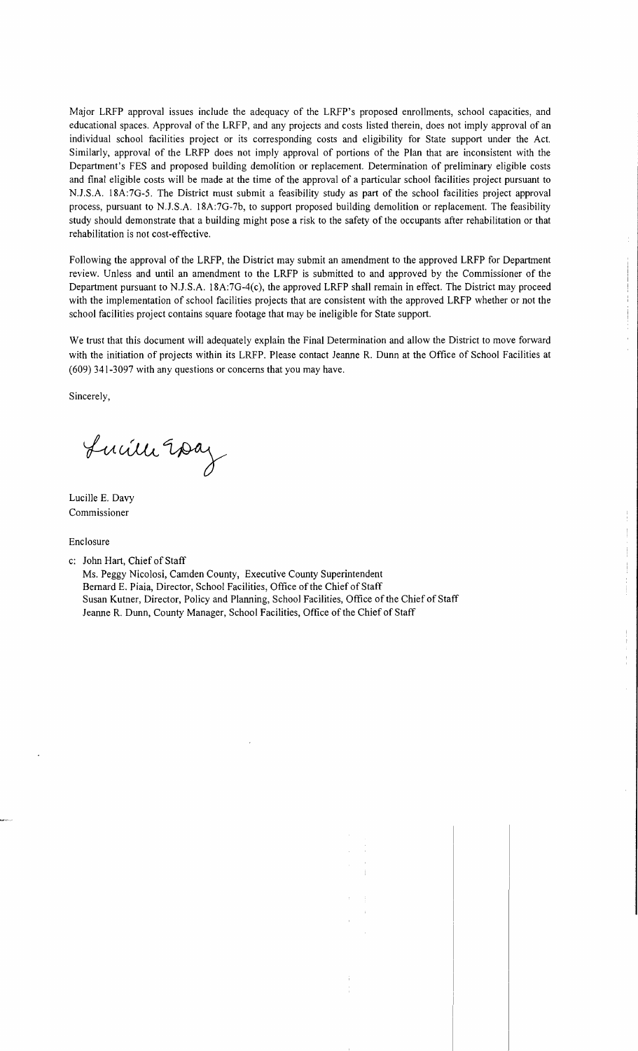Major LRFP approval issues include the adequacy of the LRFP's proposed enrollments, school capacities, and educational spaces. Approval of the LRFP, and any projects and costs listed therein, does not imply approval of an individual school facilities project or its corresponding costs and eligibility for State support under the Act. Similarly, approval of the LRFP does not imply approval of portions of the Plan that are inconsistent with the Department's FES and proposed building demolition or replacement. Determination of preliminary eligible costs and final eligible costs will be made at the time of the approval of a particular school facilities project pursuant to N.J.S.A. 18A:7G-5. The District must submit a feasibility study as part of the school facilities project approval process, pursuant to N.J.S.A. 18A:7G-7b, to support proposed building demolition or replacement. The feasibility study should demonstrate that a building might pose a risk to the safety of the occupants after rehabilitation or that rehabilitation is not cost-effective.

Following the approval of the LRFP, the District may submit an amendment to the approved LRFP for Department review. Unless and until an amendment to the LRFP is submitted to and approved by the Commissioner of the Department pursuant to N.J.S.A. 18A:7G-4(c), the approved LRFP shall remain in effect. The District may proceed with the implementation of school facilities projects that are consistent with the approved LRFP whether or not the school facilities project contains square footage that may be ineligible for State support.

We trust that this document will adequately explain the Final Determination and allow the District to move forward with the initiation of projects within its LRFP. Please contact Jeanne R. Dunn at the Office of School Facilities at (609) 341-3097 with any questions or concerns that you may have.

Sincerely,

Lucille E. Davy
Commissioner

Enclosure

c: John Hart, Chief of Staff
Ms. Peggy Nicolosi, Camden County, Executive County Superintendent
Bernard E. Piaia, Director, School Facilities, Office of the Chief of Staff
Susan Kutner, Director, Policy and Planning, School Facilities, Office of the Chief of Staff
Jeanne R. Dunn, County Manager, School Facilities, Office of the Chief of Staff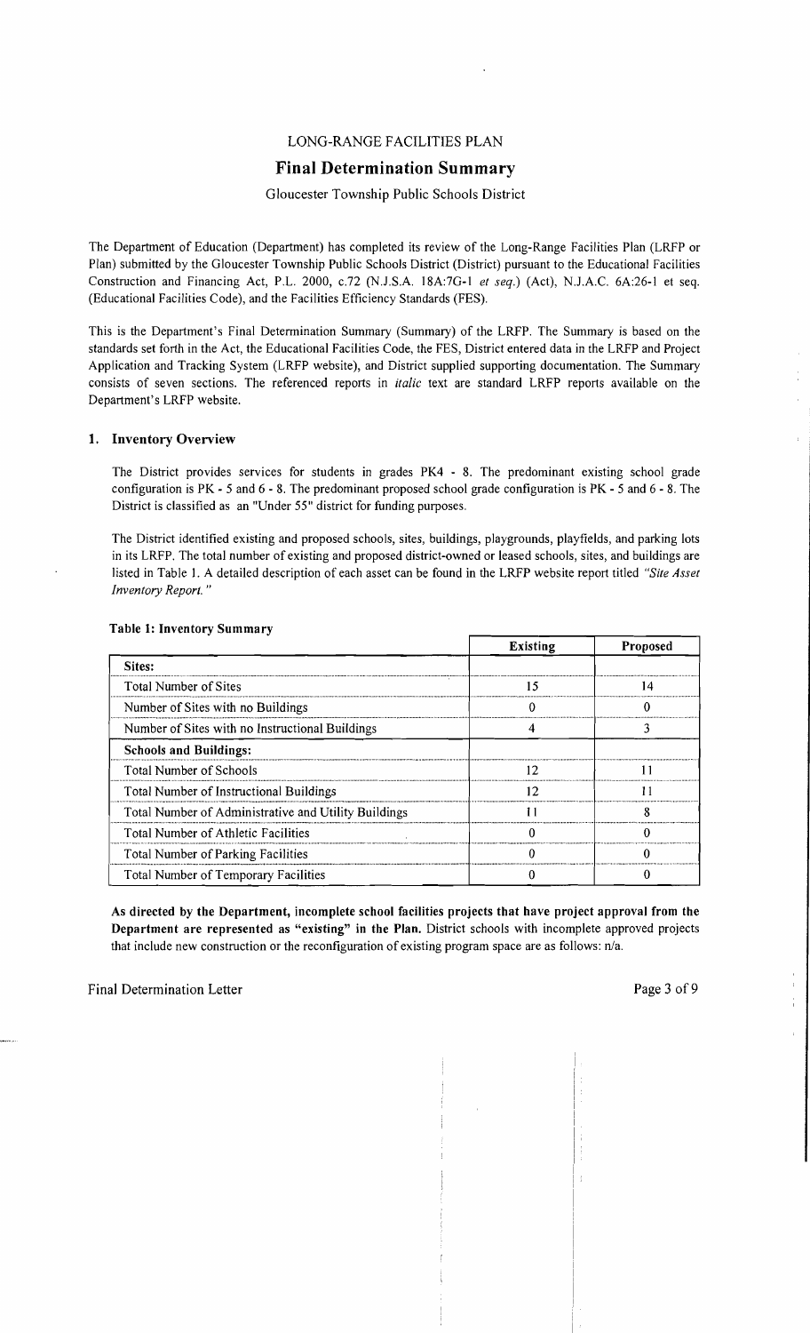LONG-RANGE FACILITIES PLAN

# Final Determination Summary

Gloucester Township Public Schools District

The Department of Education (Department) has completed its review of the Long-Range Facilities Plan (LRFP or Plan) submitted by the Gloucester Township Public Schools District (District) pursuant to the Educational Facilities Construction and Financing Act, P.L. 2000, c.72 (N.J.S.A. 18A:7G-1 *et seq.*) (Act), N.J.A.C. 6A:26-1 et seq. (Educational Facilities Code), and the Facilities Efficiency Standards (FES).

This is the Department's Final Determination Summary (Summary) of the LRFP. The Summary is based on the standards set forth in the Act, the Educational Facilities Code, the FES, District entered data in the LRFP and Project Application and Tracking System (LRFP website), and District supplied supporting documentation. The Summary consists of seven sections. The referenced reports in *italic* text are standard LRFP reports available on the Department's LRFP website.

## 1. Inventory Overview

The District provides services for students in grades PK4 - 8. The predominant existing school grade configuration is PK - 5 and 6 - 8. The predominant proposed school grade configuration is PK - 5 and 6 - 8. The District is classified as an "Under 55" district for funding purposes.

The District identified existing and proposed schools, sites, buildings, playgrounds, playfields, and parking lots in its LRFP. The total number of existing and proposed district-owned or leased schools, sites, and buildings are listed in Table 1. A detailed description of each asset can be found in the LRFP website report titled *"Site Asset Inventory Report."*

**Table 1: Inventory Summary**

| | Existing | Proposed |
|---|---|---|
| **Sites:** | | |
| Total Number of Sites | 15 | 14 |
| Number of Sites with no Buildings | 0 | 0 |
| Number of Sites with no Instructional Buildings | 4 | 3 |
| **Schools and Buildings:** | | |
| Total Number of Schools | 12 | 11 |
| Total Number of Instructional Buildings | 12 | 11 |
| Total Number of Administrative and Utility Buildings | 11 | 8 |
| Total Number of Athletic Facilities | 0 | 0 |
| Total Number of Parking Facilities | 0 | 0 |
| Total Number of Temporary Facilities | 0 | 0 |

**As directed by the Department, incomplete school facilities projects that have project approval from the Department are represented as "existing" in the Plan.** District schools with incomplete approved projects that include new construction or the reconfiguration of existing program space are as follows: n/a.

Final Determination Letter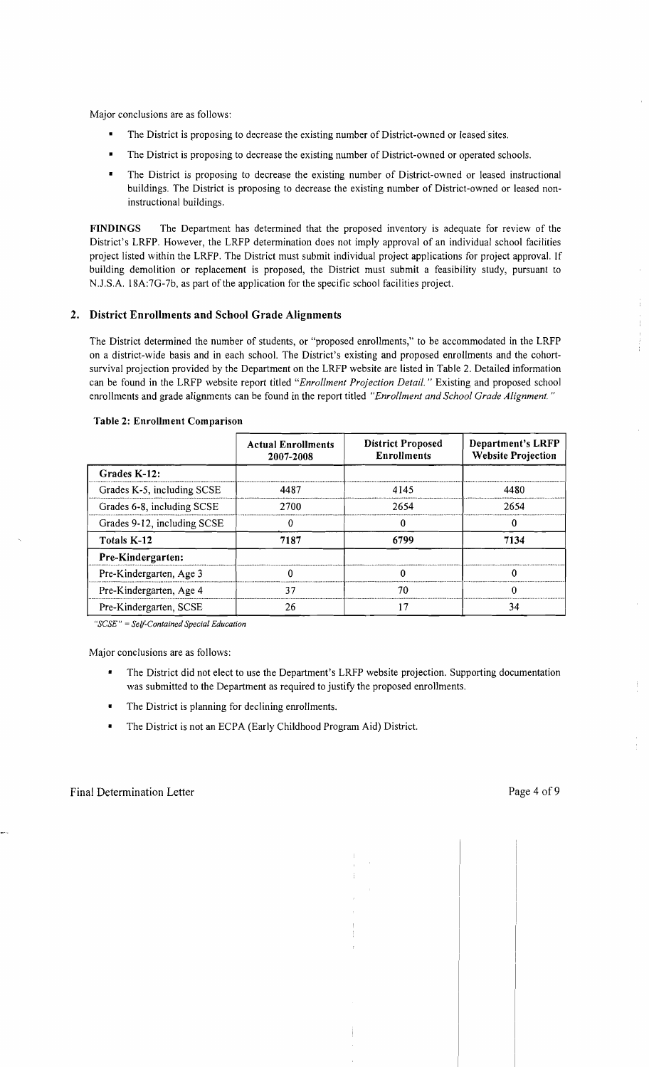Major conclusions are as follows:

- The District is proposing to decrease the existing number of District-owned or leased sites.
- The District is proposing to decrease the existing number of District-owned or operated schools.
- The District is proposing to decrease the existing number of District-owned or leased instructional buildings. The District is proposing to decrease the existing number of District-owned or leased non-instructional buildings.

**FINDINGS** The Department has determined that the proposed inventory is adequate for review of the District's LRFP. However, the LRFP determination does not imply approval of an individual school facilities project listed within the LRFP. The District must submit individual project applications for project approval. If building demolition or replacement is proposed, the District must submit a feasibility study, pursuant to N.J.S.A. 18A:7G-7b, as part of the application for the specific school facilities project.

## 2. District Enrollments and School Grade Alignments

The District determined the number of students, or "proposed enrollments," to be accommodated in the LRFP on a district-wide basis and in each school. The District's existing and proposed enrollments and the cohort-survival projection provided by the Department on the LRFP website are listed in Table 2. Detailed information can be found in the LRFP website report titled *"Enrollment Projection Detail."* Existing and proposed school enrollments and grade alignments can be found in the report titled *"Enrollment and School Grade Alignment."*

**Table 2: Enrollment Comparison**

| | Actual Enrollments 2007-2008 | District Proposed Enrollments | Department's LRFP Website Projection |
|---|---|---|---|
| **Grades K-12:** | | | |
| Grades K-5, including SCSE | 4487 | 4145 | 4480 |
| Grades 6-8, including SCSE | 2700 | 2654 | 2654 |
| Grades 9-12, including SCSE | 0 | 0 | 0 |
| **Totals K-12** | **7187** | **6799** | **7134** |
| **Pre-Kindergarten:** | | | |
| Pre-Kindergarten, Age 3 | 0 | 0 | 0 |
| Pre-Kindergarten, Age 4 | 37 | 70 | 0 |
| Pre-Kindergarten, SCSE | 26 | 17 | 34 |

*"SCSE" = Self-Contained Special Education*

Major conclusions are as follows:

- The District did not elect to use the Department's LRFP website projection. Supporting documentation was submitted to the Department as required to justify the proposed enrollments.
- The District is planning for declining enrollments.
- The District is not an ECPA (Early Childhood Program Aid) District.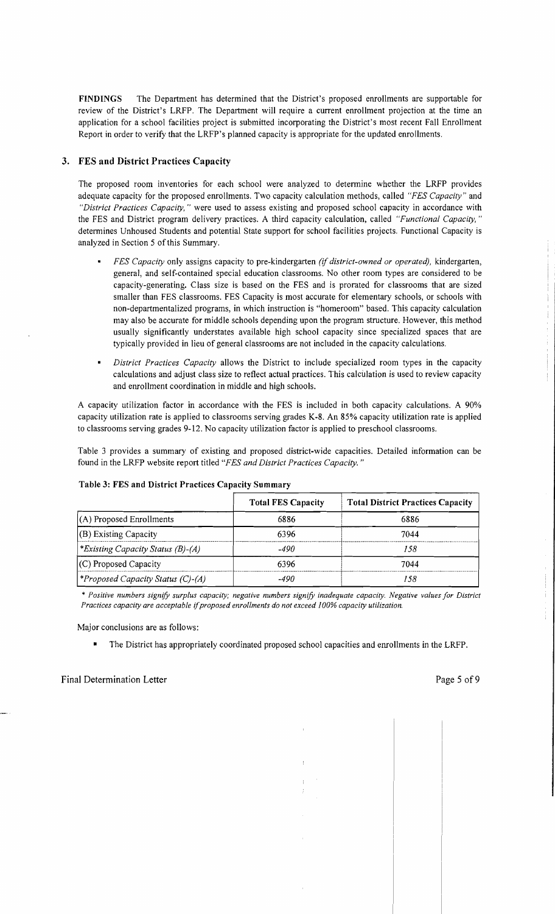**FINDINGS** The Department has determined that the District's proposed enrollments are supportable for review of the District's LRFP. The Department will require a current enrollment projection at the time an application for a school facilities project is submitted incorporating the District's most recent Fall Enrollment Report in order to verify that the LRFP's planned capacity is appropriate for the updated enrollments.

## 3. FES and District Practices Capacity

The proposed room inventories for each school were analyzed to determine whether the LRFP provides adequate capacity for the proposed enrollments. Two capacity calculation methods, called *"FES Capacity"* and *"District Practices Capacity,"* were used to assess existing and proposed school capacity in accordance with the FES and District program delivery practices. A third capacity calculation, called *"Functional Capacity,"* determines Unhoused Students and potential State support for school facilities projects. Functional Capacity is analyzed in Section 5 of this Summary.

- *FES Capacity* only assigns capacity to pre-kindergarten *(if district-owned or operated),* kindergarten, general, and self-contained special education classrooms. No other room types are considered to be capacity-generating. Class size is based on the FES and is prorated for classrooms that are sized smaller than FES classrooms. FES Capacity is most accurate for elementary schools, or schools with non-departmentalized programs, in which instruction is "homeroom" based. This capacity calculation may also be accurate for middle schools depending upon the program structure. However, this method usually significantly understates available high school capacity since specialized spaces that are typically provided in lieu of general classrooms are not included in the capacity calculations.
- *District Practices Capacity* allows the District to include specialized room types in the capacity calculations and adjust class size to reflect actual practices. This calculation is used to review capacity and enrollment coordination in middle and high schools.

A capacity utilization factor in accordance with the FES is included in both capacity calculations. A 90% capacity utilization rate is applied to classrooms serving grades K-8. An 85% capacity utilization rate is applied to classrooms serving grades 9-12. No capacity utilization factor is applied to preschool classrooms.

Table 3 provides a summary of existing and proposed district-wide capacities. Detailed information can be found in the LRFP website report titled *"FES and District Practices Capacity."*

**Table 3: FES and District Practices Capacity Summary**

| | Total FES Capacity | Total District Practices Capacity |
|---|---|---|
| (A) Proposed Enrollments | 6886 | 6886 |
| (B) Existing Capacity | 6396 | 7044 |
| *\*Existing Capacity Status (B)-(A)* | *-490* | *158* |
| (C) Proposed Capacity | 6396 | 7044 |
| *\*Proposed Capacity Status (C)-(A)* | *-490* | *158* |

*\* Positive numbers signify surplus capacity; negative numbers signify inadequate capacity. Negative values for District Practices capacity are acceptable if proposed enrollments do not exceed 100% capacity utilization.*

Major conclusions are as follows:

- The District has appropriately coordinated proposed school capacities and enrollments in the LRFP.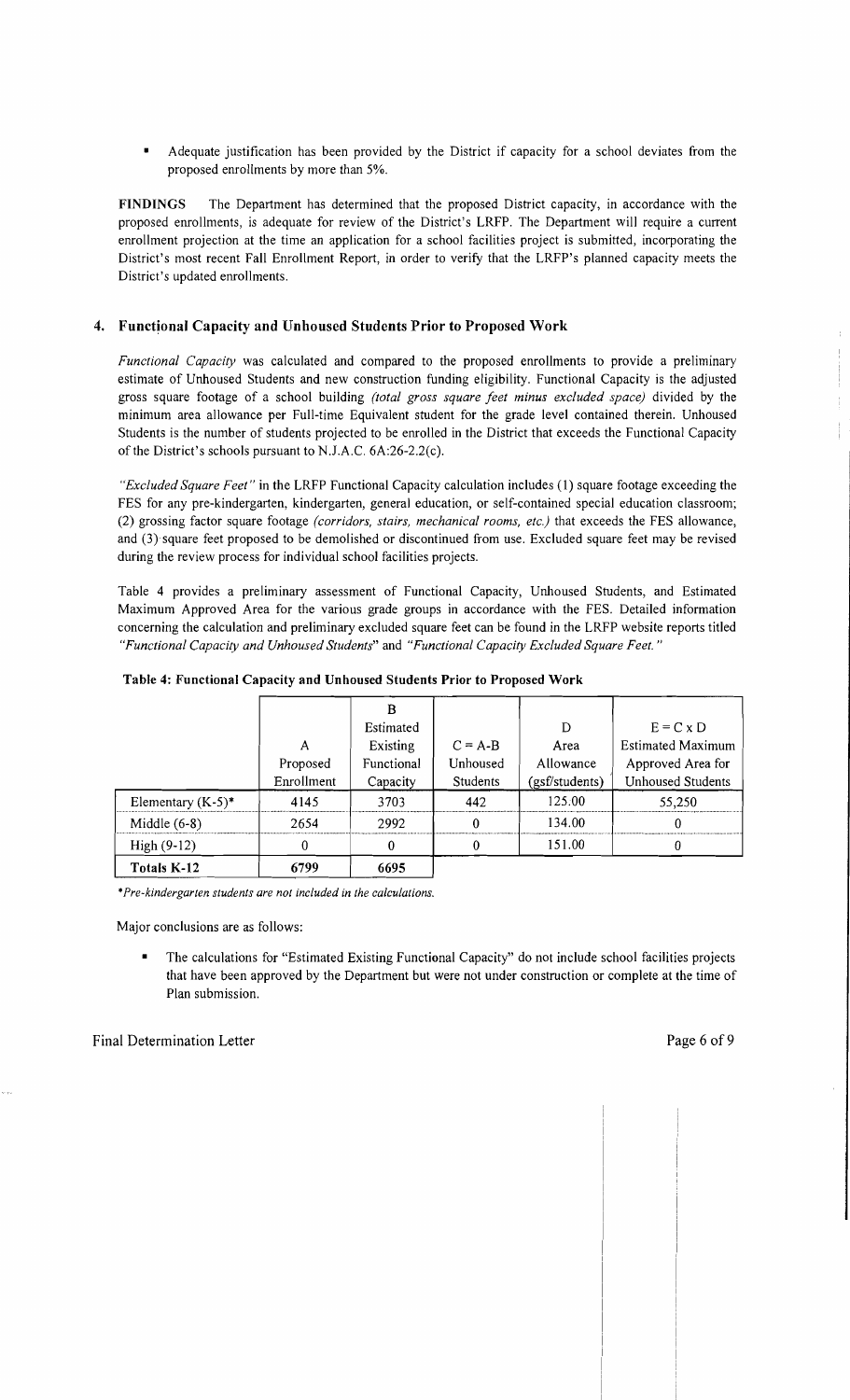- Adequate justification has been provided by the District if capacity for a school deviates from the proposed enrollments by more than 5%.

**FINDINGS** The Department has determined that the proposed District capacity, in accordance with the proposed enrollments, is adequate for review of the District's LRFP. The Department will require a current enrollment projection at the time an application for a school facilities project is submitted, incorporating the District's most recent Fall Enrollment Report, in order to verify that the LRFP's planned capacity meets the District's updated enrollments.

## 4. Functional Capacity and Unhoused Students Prior to Proposed Work

*Functional Capacity* was calculated and compared to the proposed enrollments to provide a preliminary estimate of Unhoused Students and new construction funding eligibility. Functional Capacity is the adjusted gross square footage of a school building *(total gross square feet minus excluded space)* divided by the minimum area allowance per Full-time Equivalent student for the grade level contained therein. Unhoused Students is the number of students projected to be enrolled in the District that exceeds the Functional Capacity of the District's schools pursuant to N.J.A.C. 6A:26-2.2(c).

*"Excluded Square Feet"* in the LRFP Functional Capacity calculation includes (1) square footage exceeding the FES for any pre-kindergarten, kindergarten, general education, or self-contained special education classroom; (2) grossing factor square footage *(corridors, stairs, mechanical rooms, etc.)* that exceeds the FES allowance, and (3) square feet proposed to be demolished or discontinued from use. Excluded square feet may be revised during the review process for individual school facilities projects.

Table 4 provides a preliminary assessment of Functional Capacity, Unhoused Students, and Estimated Maximum Approved Area for the various grade groups in accordance with the FES. Detailed information concerning the calculation and preliminary excluded square feet can be found in the LRFP website reports titled *"Functional Capacity and Unhoused Students"* and *"Functional Capacity Excluded Square Feet."*

**Table 4: Functional Capacity and Unhoused Students Prior to Proposed Work**

| | A Proposed Enrollment | B Estimated Existing Functional Capacity | C = A-B Unhoused Students | D Area Allowance (gsf/students) | E = C x D Estimated Maximum Approved Area for Unhoused Students |
|---|---|---|---|---|---|
| Elementary (K-5)* | 4145 | 3703 | 442 | 125.00 | 55,250 |
| Middle (6-8) | 2654 | 2992 | 0 | 134.00 | 0 |
| High (9-12) | 0 | 0 | 0 | 151.00 | 0 |
| **Totals K-12** | **6799** | **6695** | | | |

*\*Pre-kindergarten students are not included in the calculations.*

Major conclusions are as follows:

- The calculations for "Estimated Existing Functional Capacity" do not include school facilities projects that have been approved by the Department but were not under construction or complete at the time of Plan submission.

Final Determination Letter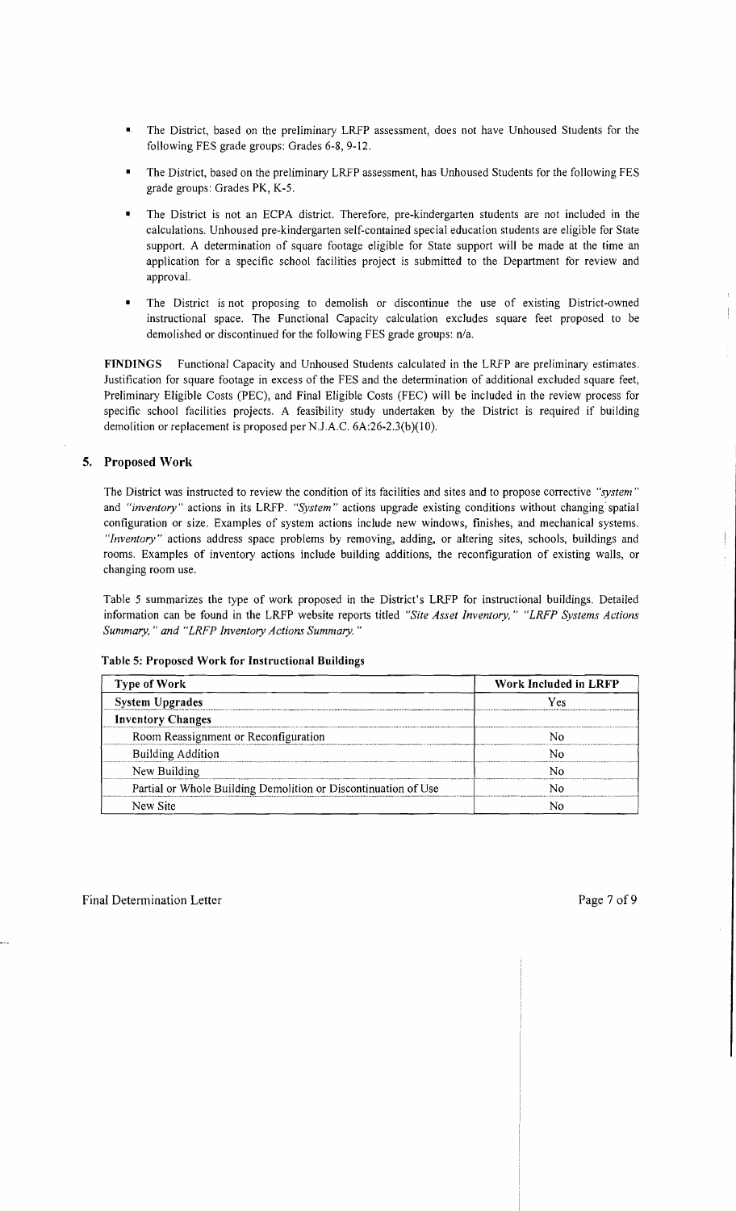- The District, based on the preliminary LRFP assessment, does not have Unhoused Students for the following FES grade groups: Grades 6-8, 9-12.
- The District, based on the preliminary LRFP assessment, has Unhoused Students for the following FES grade groups: Grades PK, K-5.
- The District is not an ECPA district. Therefore, pre-kindergarten students are not included in the calculations. Unhoused pre-kindergarten self-contained special education students are eligible for State support. A determination of square footage eligible for State support will be made at the time an application for a specific school facilities project is submitted to the Department for review and approval.
- The District is not proposing to demolish or discontinue the use of existing District-owned instructional space. The Functional Capacity calculation excludes square feet proposed to be demolished or discontinued for the following FES grade groups: n/a.

**FINDINGS** Functional Capacity and Unhoused Students calculated in the LRFP are preliminary estimates. Justification for square footage in excess of the FES and the determination of additional excluded square feet, Preliminary Eligible Costs (PEC), and Final Eligible Costs (FEC) will be included in the review process for specific school facilities projects. A feasibility study undertaken by the District is required if building demolition or replacement is proposed per N.J.A.C. 6A:26-2.3(b)(10).

## 5. Proposed Work

The District was instructed to review the condition of its facilities and sites and to propose corrective *"system"* and *"inventory"* actions in its LRFP. *"System"* actions upgrade existing conditions without changing spatial configuration or size. Examples of system actions include new windows, finishes, and mechanical systems. *"Inventory"* actions address space problems by removing, adding, or altering sites, schools, buildings and rooms. Examples of inventory actions include building additions, the reconfiguration of existing walls, or changing room use.

Table 5 summarizes the type of work proposed in the District's LRFP for instructional buildings. Detailed information can be found in the LRFP website reports titled *"Site Asset Inventory," "LRFP Systems Actions Summary," and "LRFP Inventory Actions Summary."*

**Table 5: Proposed Work for Instructional Buildings**

| Type of Work | Work Included in LRFP |
|---|---|
| **System Upgrades** | Yes |
| **Inventory Changes** | |
| Room Reassignment or Reconfiguration | No |
| Building Addition | No |
| New Building | No |
| Partial or Whole Building Demolition or Discontinuation of Use | No |
| New Site | No |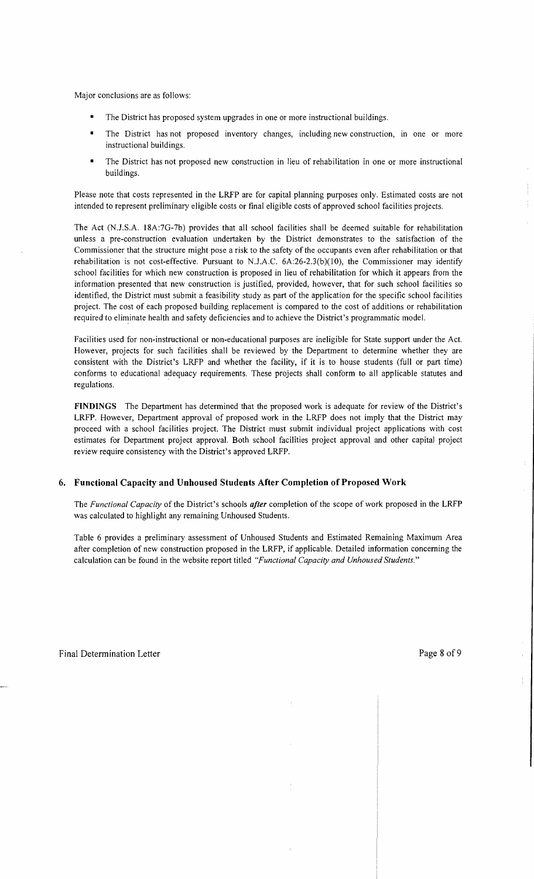Major conclusions are as follows:

- The District has proposed system upgrades in one or more instructional buildings.
- The District has not proposed inventory changes, including new construction, in one or more instructional buildings.
- The District has not proposed new construction in lieu of rehabilitation in one or more instructional buildings.

Please note that costs represented in the LRFP are for capital planning purposes only. Estimated costs are not intended to represent preliminary eligible costs or final eligible costs of approved school facilities projects.

The Act (N.J.S.A. 18A:7G-7b) provides that all school facilities shall be deemed suitable for rehabilitation unless a pre-construction evaluation undertaken by the District demonstrates to the satisfaction of the Commissioner that the structure might pose a risk to the safety of the occupants even after rehabilitation or that rehabilitation is not cost-effective. Pursuant to N.J.A.C. 6A:26-2.3(b)(10), the Commissioner may identify school facilities for which new construction is proposed in lieu of rehabilitation for which it appears from the information presented that new construction is justified, provided, however, that for such school facilities so identified, the District must submit a feasibility study as part of the application for the specific school facilities project. The cost of each proposed building replacement is compared to the cost of additions or rehabilitation required to eliminate health and safety deficiencies and to achieve the District's programmatic model.

Facilities used for non-instructional or non-educational purposes are ineligible for State support under the Act. However, projects for such facilities shall be reviewed by the Department to determine whether they are consistent with the District's LRFP and whether the facility, if it is to house students (full or part time) conforms to educational adequacy requirements. These projects shall conform to all applicable statutes and regulations.

**FINDINGS** The Department has determined that the proposed work is adequate for review of the District's LRFP. However, Department approval of proposed work in the LRFP does not imply that the District may proceed with a school facilities project. The District must submit individual project applications with cost estimates for Department project approval. Both school facilities project approval and other capital project review require consistency with the District's approved LRFP.

## 6. Functional Capacity and Unhoused Students After Completion of Proposed Work

The *Functional Capacity* of the District's schools ***after*** completion of the scope of work proposed in the LRFP was calculated to highlight any remaining Unhoused Students.

Table 6 provides a preliminary assessment of Unhoused Students and Estimated Remaining Maximum Area after completion of new construction proposed in the LRFP, if applicable. Detailed information concerning the calculation can be found in the website report titled *"Functional Capacity and Unhoused Students."*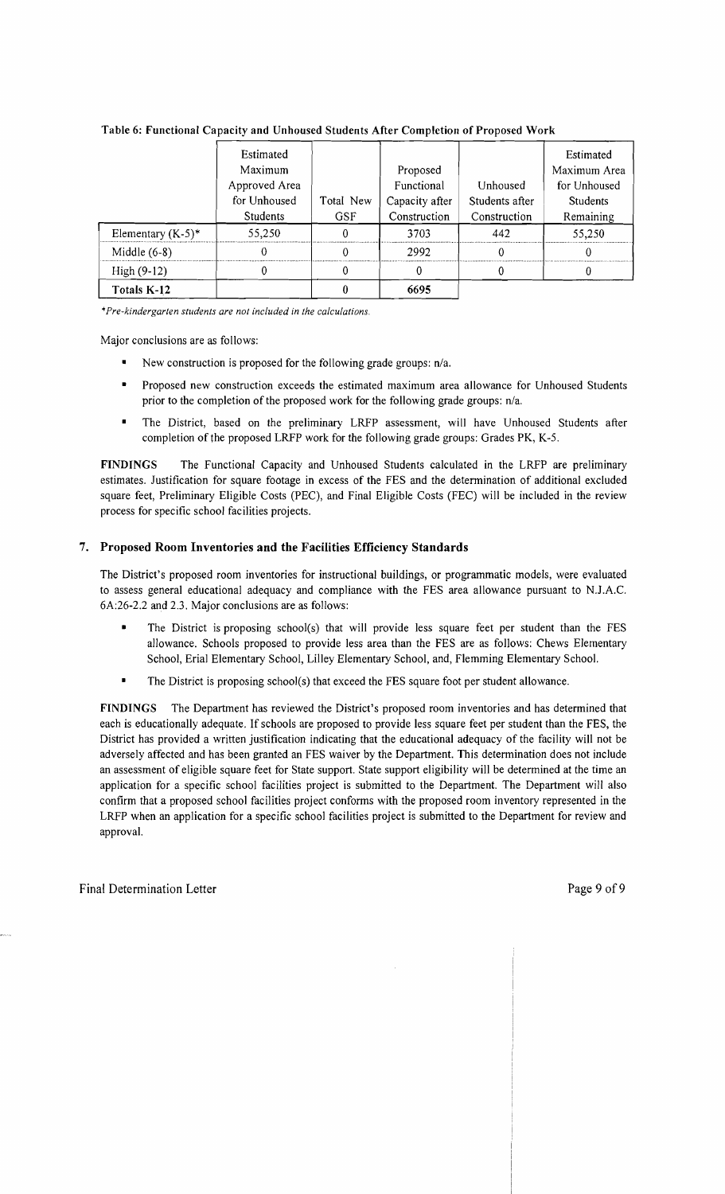**Table 6: Functional Capacity and Unhoused Students After Completion of Proposed Work**

| | Estimated Maximum Approved Area for Unhoused Students | Total New GSF | Proposed Functional Capacity after Construction | Unhoused Students after Construction | Estimated Maximum Area for Unhoused Students Remaining |
|---|---|---|---|---|---|
| Elementary (K-5)* | 55,250 | 0 | 3703 | 442 | 55,250 |
| Middle (6-8) | 0 | 0 | 2992 | 0 | 0 |
| High (9-12) | 0 | 0 | 0 | 0 | 0 |
| **Totals K-12** | | 0 | 6695 | | |

*\*Pre-kindergarten students are not included in the calculations.*

Major conclusions are as follows:

- New construction is proposed for the following grade groups: n/a.
- Proposed new construction exceeds the estimated maximum area allowance for Unhoused Students prior to the completion of the proposed work for the following grade groups: n/a.
- The District, based on the preliminary LRFP assessment, will have Unhoused Students after completion of the proposed LRFP work for the following grade groups: Grades PK, K-5.

**FINDINGS** The Functional Capacity and Unhoused Students calculated in the LRFP are preliminary estimates. Justification for square footage in excess of the FES and the determination of additional excluded square feet, Preliminary Eligible Costs (PEC), and Final Eligible Costs (FEC) will be included in the review process for specific school facilities projects.

## 7. Proposed Room Inventories and the Facilities Efficiency Standards

The District's proposed room inventories for instructional buildings, or programmatic models, were evaluated to assess general educational adequacy and compliance with the FES area allowance pursuant to N.J.A.C. 6A:26-2.2 and 2.3. Major conclusions are as follows:

- The District is proposing school(s) that will provide less square feet per student than the FES allowance. Schools proposed to provide less area than the FES are as follows: Chews Elementary School, Erial Elementary School, Lilley Elementary School, and, Flemming Elementary School.
- The District is proposing school(s) that exceed the FES square foot per student allowance.

**FINDINGS** The Department has reviewed the District's proposed room inventories and has determined that each is educationally adequate. If schools are proposed to provide less square feet per student than the FES, the District has provided a written justification indicating that the educational adequacy of the facility will not be adversely affected and has been granted an FES waiver by the Department. This determination does not include an assessment of eligible square feet for State support. State support eligibility will be determined at the time an application for a specific school facilities project is submitted to the Department. The Department will also confirm that a proposed school facilities project conforms with the proposed room inventory represented in the LRFP when an application for a specific school facilities project is submitted to the Department for review and approval.